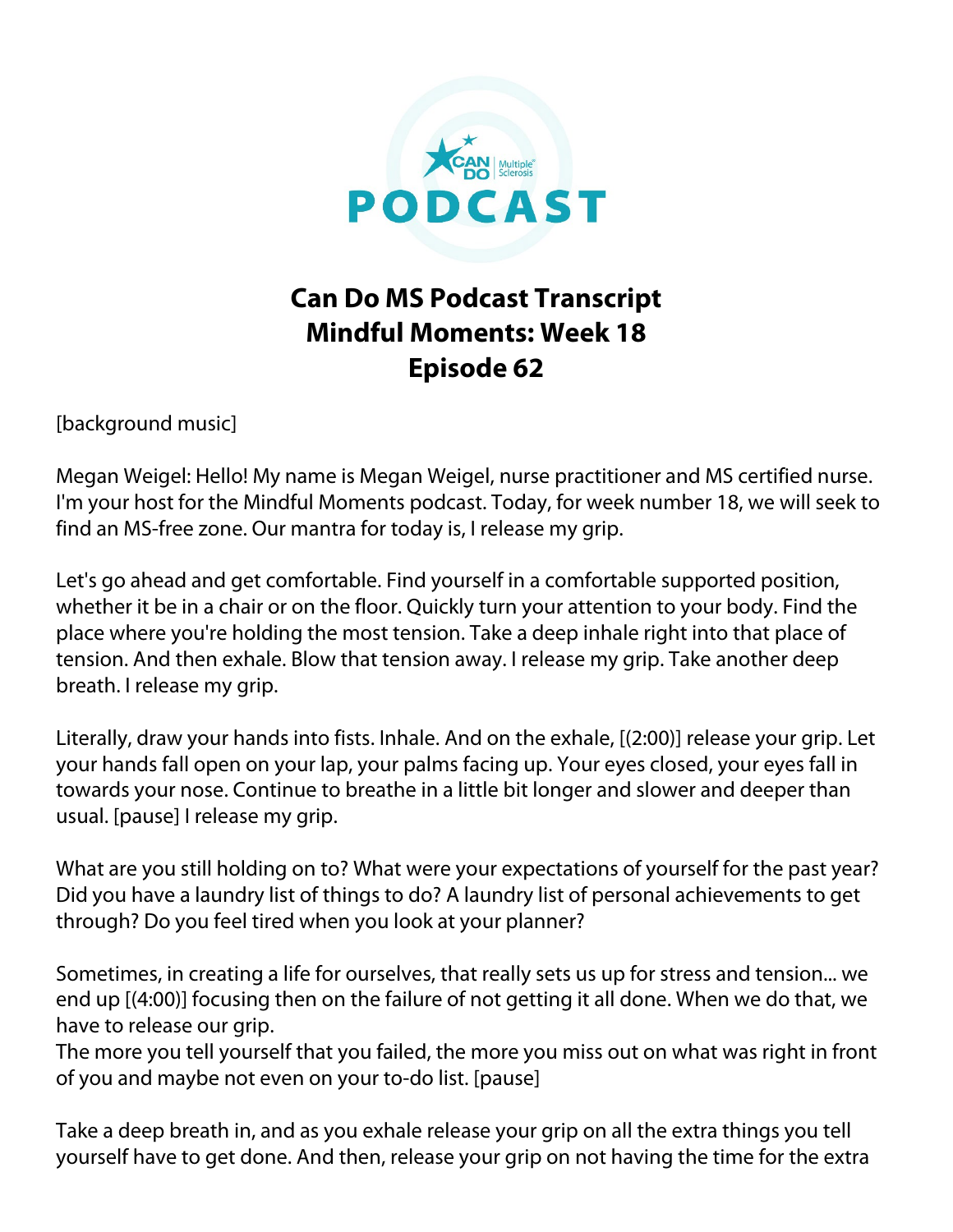# Can Do MS Podcast Transcript
## Mindful Moments: Week 18
## Episode 62

[background music]

Megan Weigel: Hello! My name is Megan Weigel, nurse practitioner and MS certified nurse. I'm your host for the Mindful Moments podcast. Today, for week number 18, we will seek to find an MS-free zone. Our mantra for today is, I release my grip.

Let's go ahead and get comfortable. Find yourself in a comfortable supported position, whether it be in a chair or on the floor. Quickly turn your attention to your body. Find the place where you're holding the most tension. Take a deep inhale right into that place of tension. And then exhale. Blow that tension away. I release my grip. Take another deep breath. I release my grip.

Literally, draw your hands into fists. Inhale. And on the exhale, [(2:00)] release your grip. Let your hands fall open on your lap, your palms facing up. Your eyes closed, your eyes fall in towards your nose. Continue to breathe in a little bit longer and slower and deeper than usual. [pause] I release my grip.

What are you still holding on to? What were your expectations of yourself for the past year? Did you have a laundry list of things to do? A laundry list of personal achievements to get through? Do you feel tired when you look at your planner?

Sometimes, in creating a life for ourselves, that really sets us up for stress and tension... we end up [(4:00)] focusing then on the failure of not getting it all done. When we do that, we have to release our grip.
The more you tell yourself that you failed, the more you miss out on what was right in front of you and maybe not even on your to-do list. [pause]

Take a deep breath in, and as you exhale release your grip on all the extra things you tell yourself have to get done. And then, release your grip on not having the time for the extra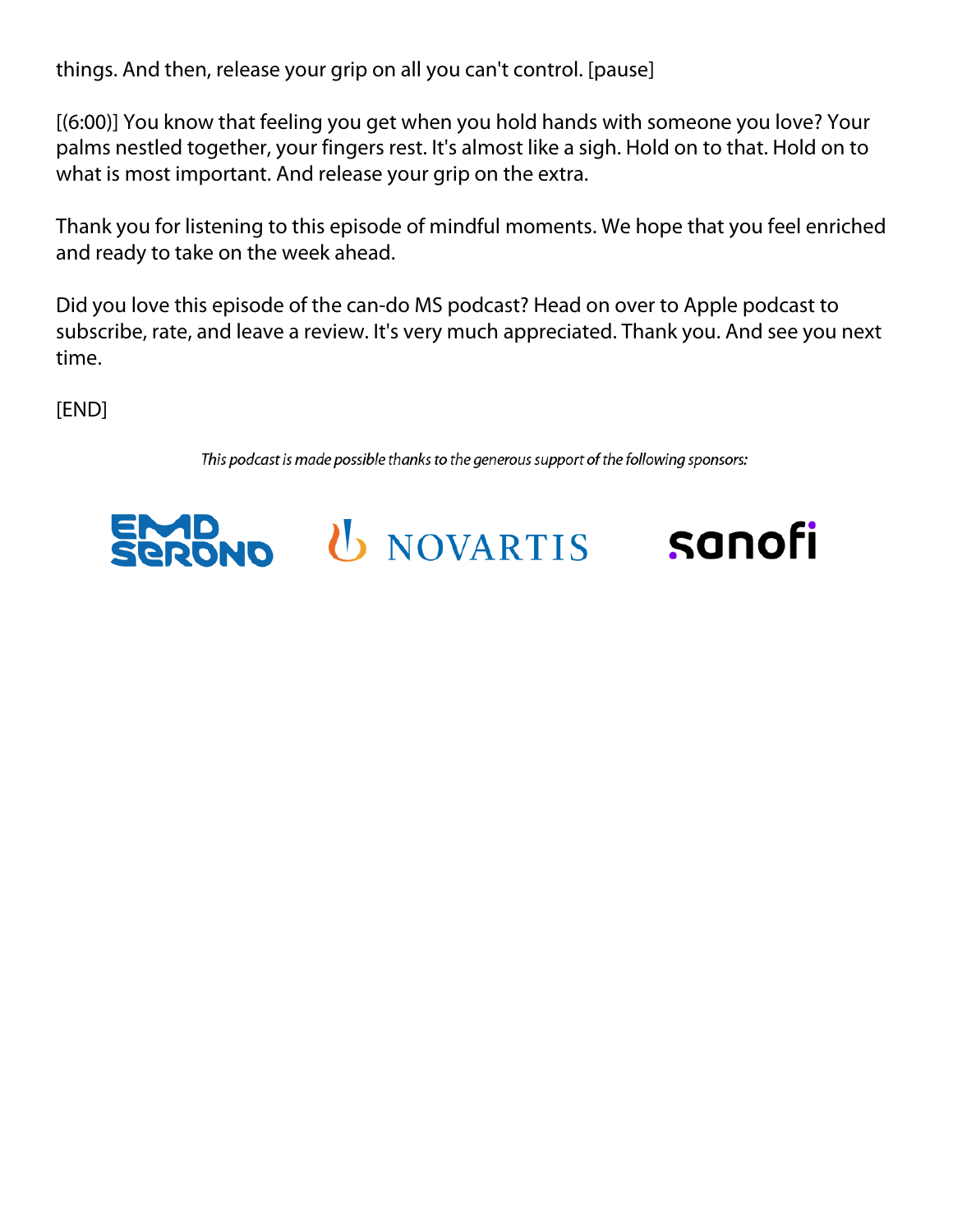things. And then, release your grip on all you can't control. [pause]

[(6:00)] You know that feeling you get when you hold hands with someone you love? Your palms nestled together, your fingers rest. It's almost like a sigh. Hold on to that. Hold on to what is most important. And release your grip on the extra.

Thank you for listening to this episode of mindful moments. We hope that you feel enriched and ready to take on the week ahead.

Did you love this episode of the can-do MS podcast? Head on over to Apple podcast to subscribe, rate, and leave a review. It's very much appreciated. Thank you. And see you next time.

[END]

*This podcast is made possible thanks to the generous support of the following sponsors:*

EMD SERONO

NOVARTIS

sanofi